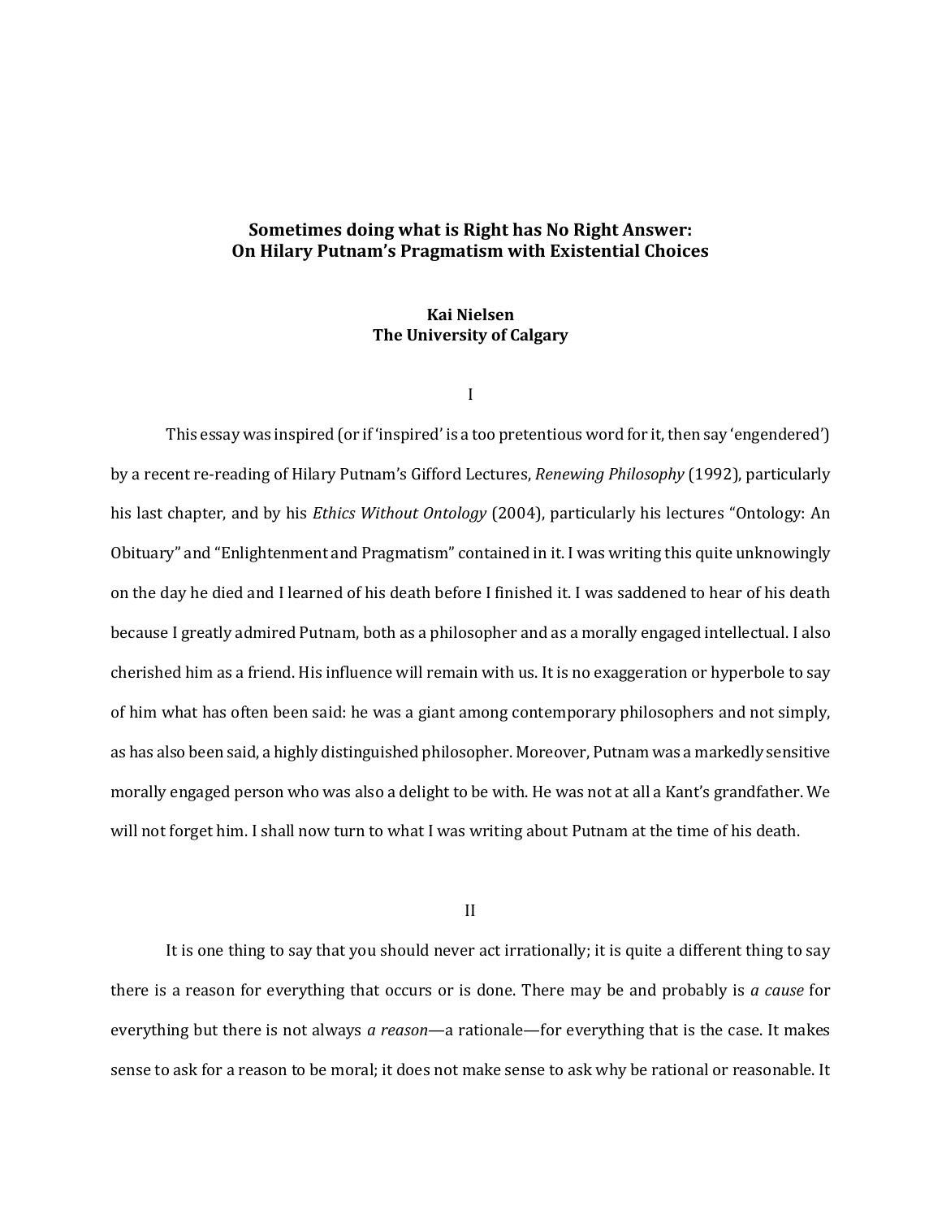# Sometimes doing what is Right has No Right Answer: On Hilary Putnam's Pragmatism with Existential Choices

**Kai Nielsen**
**The University of Calgary**

## I

This essay was inspired (or if 'inspired' is a too pretentious word for it, then say 'engendered') by a recent re-reading of Hilary Putnam's Gifford Lectures, *Renewing Philosophy* (1992), particularly his last chapter, and by his *Ethics Without Ontology* (2004), particularly his lectures "Ontology: An Obituary" and "Enlightenment and Pragmatism" contained in it. I was writing this quite unknowingly on the day he died and I learned of his death before I finished it. I was saddened to hear of his death because I greatly admired Putnam, both as a philosopher and as a morally engaged intellectual. I also cherished him as a friend. His influence will remain with us. It is no exaggeration or hyperbole to say of him what has often been said: he was a giant among contemporary philosophers and not simply, as has also been said, a highly distinguished philosopher. Moreover, Putnam was a markedly sensitive morally engaged person who was also a delight to be with. He was not at all a Kant's grandfather. We will not forget him. I shall now turn to what I was writing about Putnam at the time of his death.

## II

It is one thing to say that you should never act irrationally; it is quite a different thing to say there is a reason for everything that occurs or is done. There may be and probably is *a cause* for everything but there is not always *a reason*—a rationale—for everything that is the case. It makes sense to ask for a reason to be moral; it does not make sense to ask why be rational or reasonable. It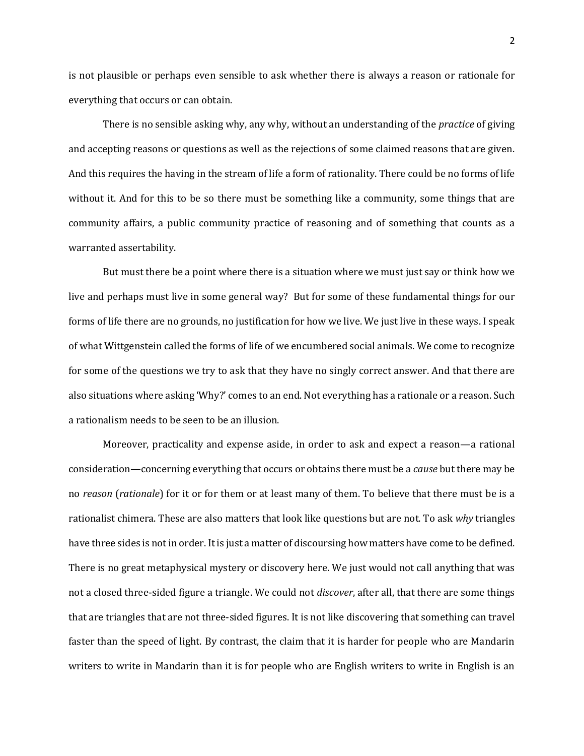is not plausible or perhaps even sensible to ask whether there is always a reason or rationale for everything that occurs or can obtain.

There is no sensible asking why, any why, without an understanding of the *practice* of giving and accepting reasons or questions as well as the rejections of some claimed reasons that are given. And this requires the having in the stream of life a form of rationality. There could be no forms of life without it. And for this to be so there must be something like a community, some things that are community affairs, a public community practice of reasoning and of something that counts as a warranted assertability.

But must there be a point where there is a situation where we must just say or think how we live and perhaps must live in some general way? But for some of these fundamental things for our forms of life there are no grounds, no justification for how we live. We just live in these ways. I speak of what Wittgenstein called the forms of life of we encumbered social animals. We come to recognize for some of the questions we try to ask that they have no singly correct answer. And that there are also situations where asking 'Why?' comes to an end. Not everything has a rationale or a reason. Such a rationalism needs to be seen to be an illusion.

Moreover, practicality and expense aside, in order to ask and expect a reason—a rational consideration—concerning everything that occurs or obtains there must be a *cause* but there may be no *reason* (*rationale*) for it or for them or at least many of them. To believe that there must be is a rationalist chimera. These are also matters that look like questions but are not. To ask *why* triangles have three sides is not in order. It is just a matter of discoursing how matters have come to be defined. There is no great metaphysical mystery or discovery here. We just would not call anything that was not a closed three-sided figure a triangle. We could not *discover*, after all, that there are some things that are triangles that are not three-sided figures. It is not like discovering that something can travel faster than the speed of light. By contrast, the claim that it is harder for people who are Mandarin writers to write in Mandarin than it is for people who are English writers to write in English is an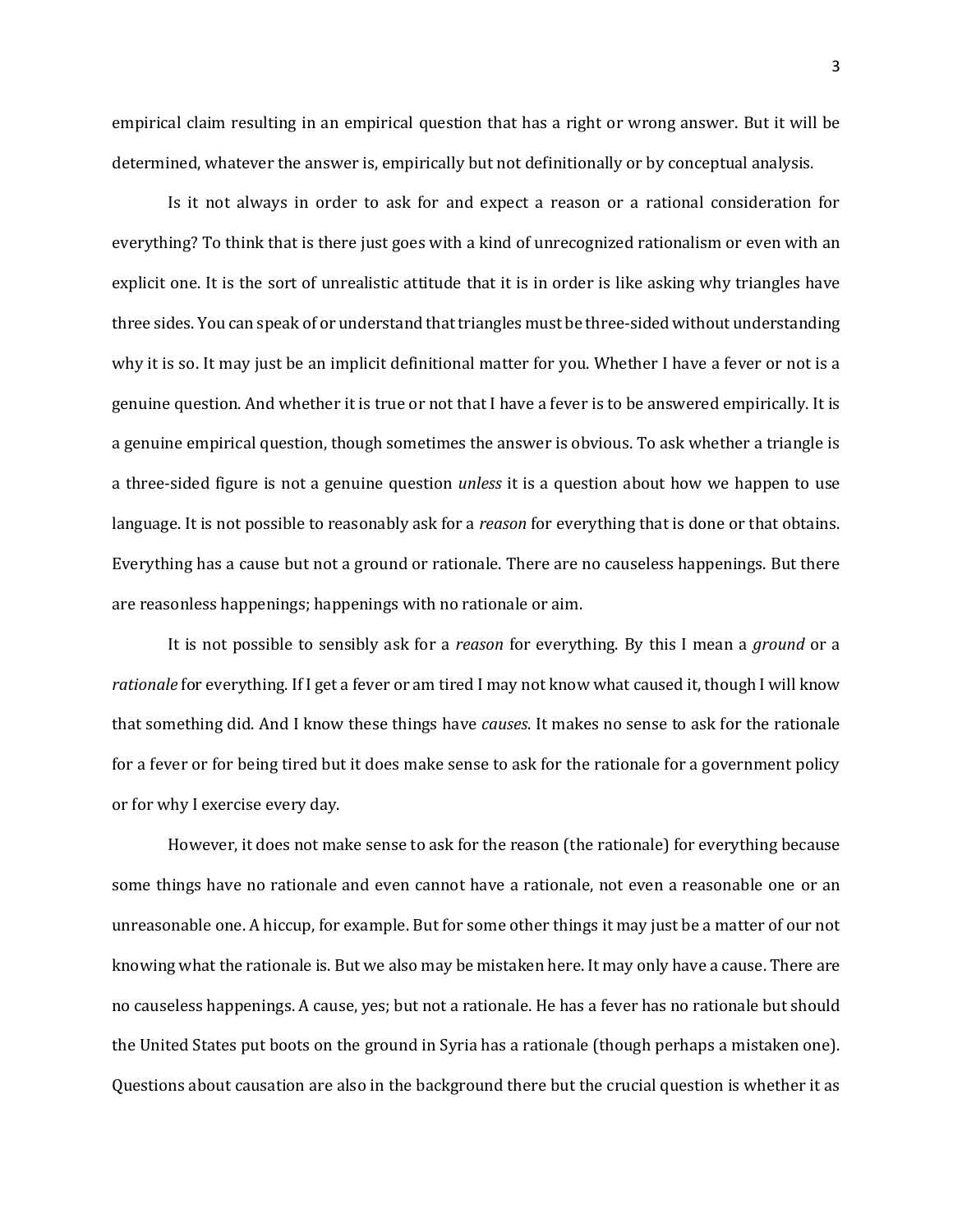empirical claim resulting in an empirical question that has a right or wrong answer. But it will be determined, whatever the answer is, empirically but not definitionally or by conceptual analysis.

Is it not always in order to ask for and expect a reason or a rational consideration for everything? To think that is there just goes with a kind of unrecognized rationalism or even with an explicit one. It is the sort of unrealistic attitude that it is in order is like asking why triangles have three sides. You can speak of or understand that triangles must be three-sided without understanding why it is so. It may just be an implicit definitional matter for you. Whether I have a fever or not is a genuine question. And whether it is true or not that I have a fever is to be answered empirically. It is a genuine empirical question, though sometimes the answer is obvious. To ask whether a triangle is a three-sided figure is not a genuine question *unless* it is a question about how we happen to use language. It is not possible to reasonably ask for a *reason* for everything that is done or that obtains. Everything has a cause but not a ground or rationale. There are no causeless happenings. But there are reasonless happenings; happenings with no rationale or aim.

It is not possible to sensibly ask for a *reason* for everything. By this I mean a *ground* or a *rationale* for everything. If I get a fever or am tired I may not know what caused it, though I will know that something did. And I know these things have *causes*. It makes no sense to ask for the rationale for a fever or for being tired but it does make sense to ask for the rationale for a government policy or for why I exercise every day.

However, it does not make sense to ask for the reason (the rationale) for everything because some things have no rationale and even cannot have a rationale, not even a reasonable one or an unreasonable one. A hiccup, for example. But for some other things it may just be a matter of our not knowing what the rationale is. But we also may be mistaken here. It may only have a cause. There are no causeless happenings. A cause, yes; but not a rationale. He has a fever has no rationale but should the United States put boots on the ground in Syria has a rationale (though perhaps a mistaken one). Questions about causation are also in the background there but the crucial question is whether it as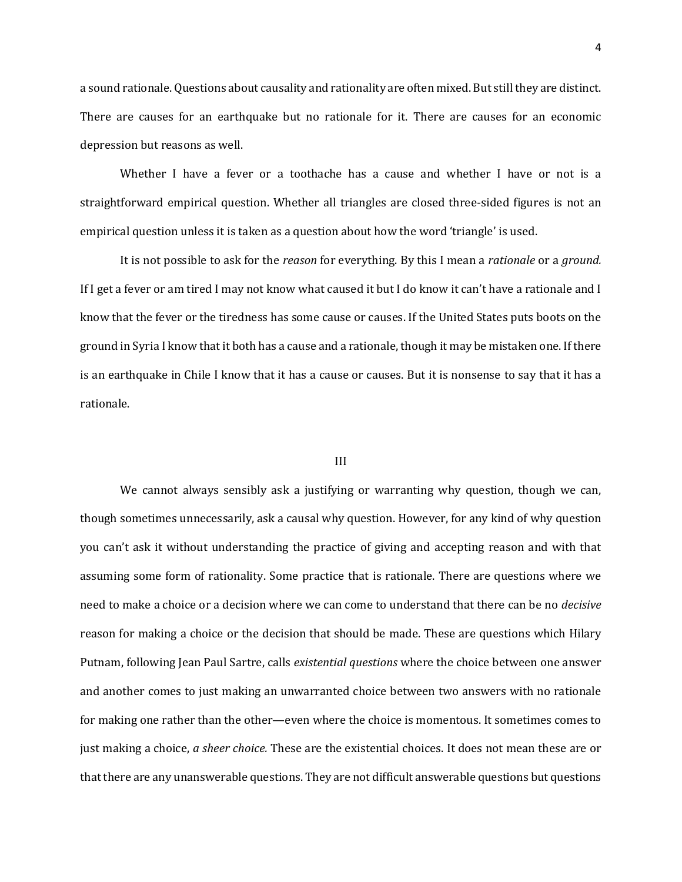a sound rationale. Questions about causality and rationality are often mixed. But still they are distinct. There are causes for an earthquake but no rationale for it. There are causes for an economic depression but reasons as well.

Whether I have a fever or a toothache has a cause and whether I have or not is a straightforward empirical question. Whether all triangles are closed three-sided figures is not an empirical question unless it is taken as a question about how the word 'triangle' is used.

It is not possible to ask for the *reason* for everything. By this I mean a *rationale* or a *ground.* If I get a fever or am tired I may not know what caused it but I do know it can't have a rationale and I know that the fever or the tiredness has some cause or causes. If the United States puts boots on the ground in Syria I know that it both has a cause and a rationale, though it may be mistaken one. If there is an earthquake in Chile I know that it has a cause or causes. But it is nonsense to say that it has a rationale.

## III

We cannot always sensibly ask a justifying or warranting why question, though we can, though sometimes unnecessarily, ask a causal why question. However, for any kind of why question you can't ask it without understanding the practice of giving and accepting reason and with that assuming some form of rationality. Some practice that is rationale. There are questions where we need to make a choice or a decision where we can come to understand that there can be no *decisive* reason for making a choice or the decision that should be made. These are questions which Hilary Putnam, following Jean Paul Sartre, calls *existential questions* where the choice between one answer and another comes to just making an unwarranted choice between two answers with no rationale for making one rather than the other—even where the choice is momentous. It sometimes comes to just making a choice, *a sheer choice.* These are the existential choices. It does not mean these are or that there are any unanswerable questions. They are not difficult answerable questions but questions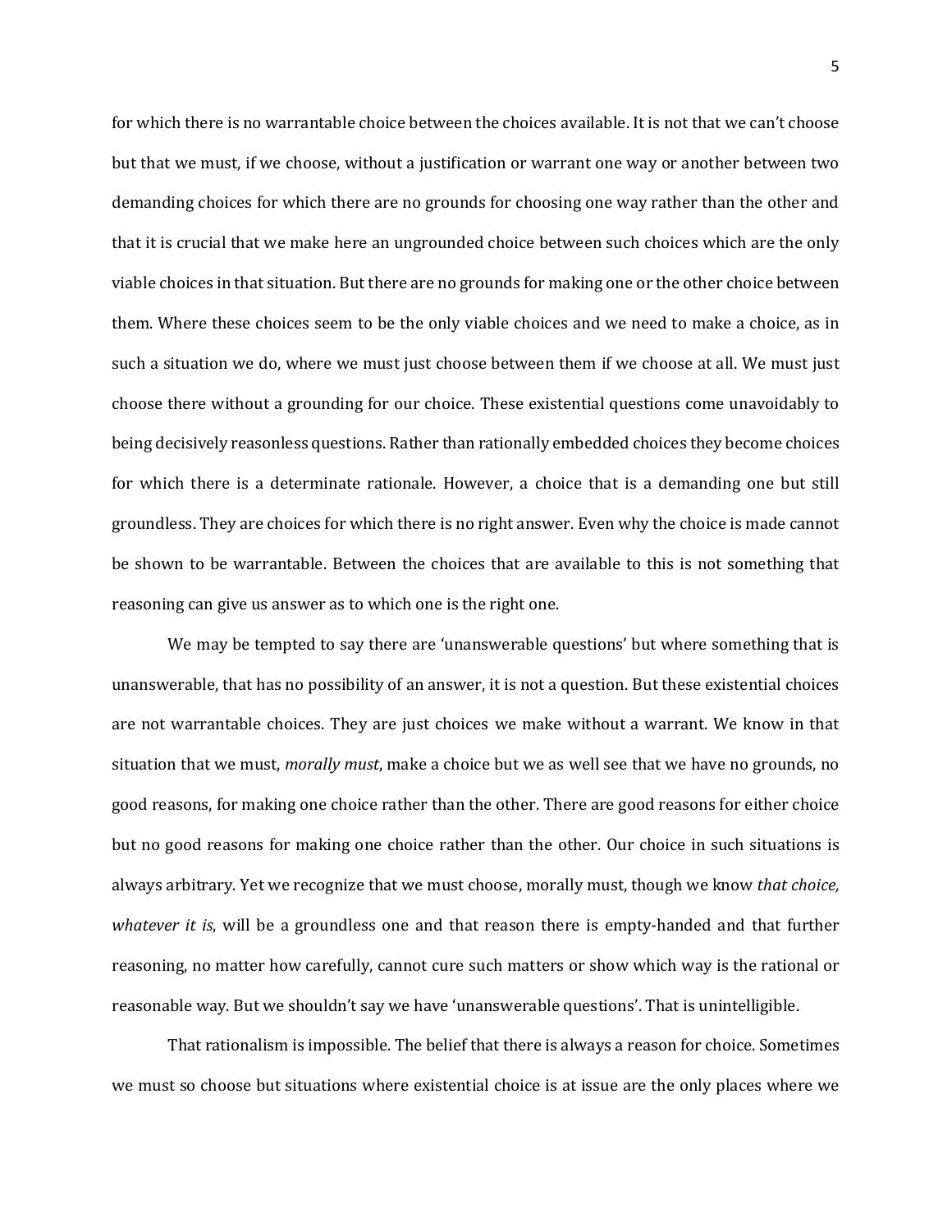for which there is no warrantable choice between the choices available. It is not that we can't choose but that we must, if we choose, without a justification or warrant one way or another between two demanding choices for which there are no grounds for choosing one way rather than the other and that it is crucial that we make here an ungrounded choice between such choices which are the only viable choices in that situation. But there are no grounds for making one or the other choice between them. Where these choices seem to be the only viable choices and we need to make a choice, as in such a situation we do, where we must just choose between them if we choose at all. We must just choose there without a grounding for our choice. These existential questions come unavoidably to being decisively reasonless questions. Rather than rationally embedded choices they become choices for which there is a determinate rationale. However, a choice that is a demanding one but still groundless. They are choices for which there is no right answer. Even why the choice is made cannot be shown to be warrantable. Between the choices that are available to this is not something that reasoning can give us answer as to which one is the right one.

We may be tempted to say there are 'unanswerable questions' but where something that is unanswerable, that has no possibility of an answer, it is not a question. But these existential choices are not warrantable choices. They are just choices we make without a warrant. We know in that situation that we must, *morally must*, make a choice but we as well see that we have no grounds, no good reasons, for making one choice rather than the other. There are good reasons for either choice but no good reasons for making one choice rather than the other. Our choice in such situations is always arbitrary. Yet we recognize that we must choose, morally must, though we know *that choice, whatever it is*, will be a groundless one and that reason there is empty-handed and that further reasoning, no matter how carefully, cannot cure such matters or show which way is the rational or reasonable way. But we shouldn't say we have 'unanswerable questions'. That is unintelligible.

That rationalism is impossible. The belief that there is always a reason for choice. Sometimes we must so choose but situations where existential choice is at issue are the only places where we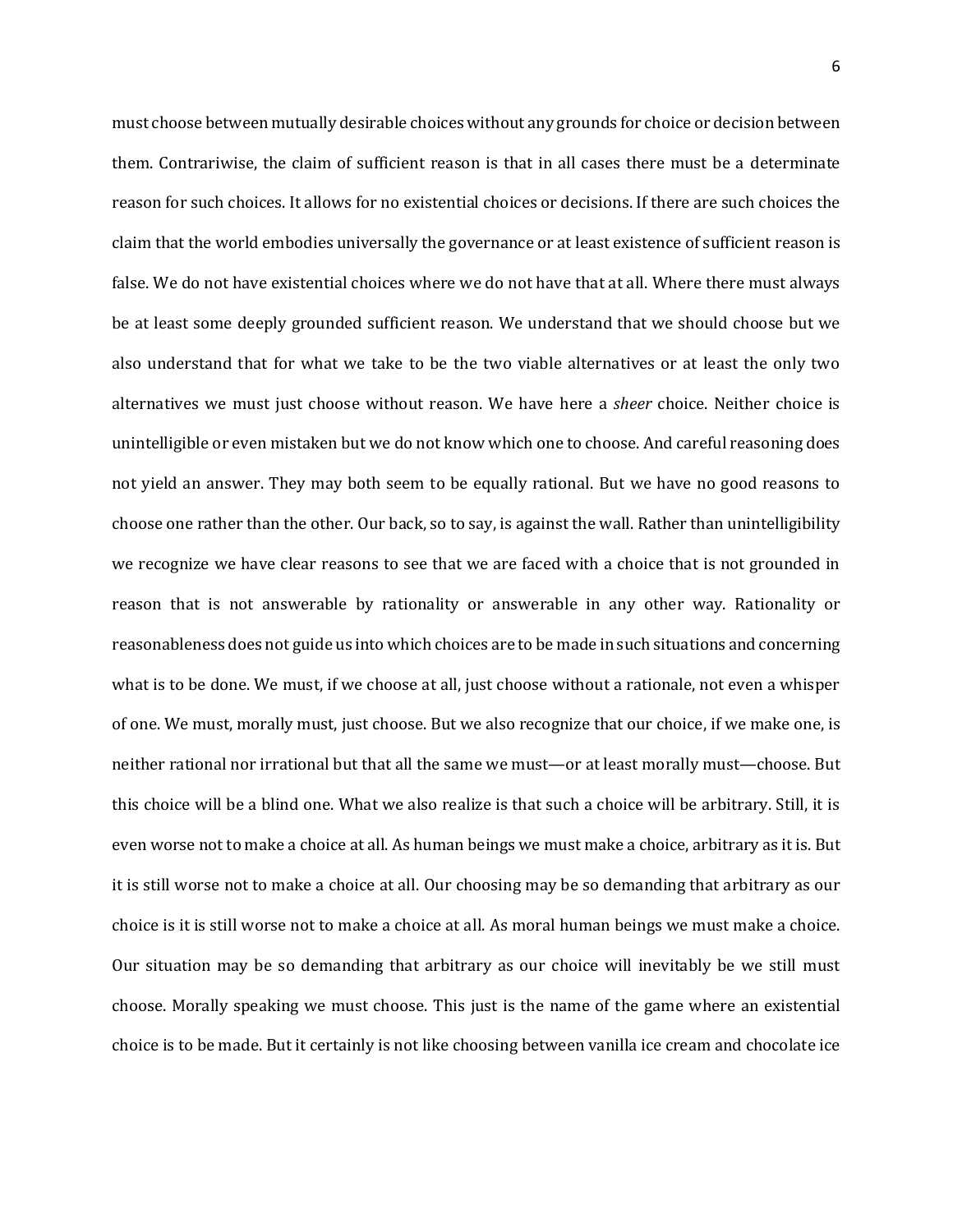must choose between mutually desirable choices without any grounds for choice or decision between them. Contrariwise, the claim of sufficient reason is that in all cases there must be a determinate reason for such choices. It allows for no existential choices or decisions. If there are such choices the claim that the world embodies universally the governance or at least existence of sufficient reason is false. We do not have existential choices where we do not have that at all. Where there must always be at least some deeply grounded sufficient reason. We understand that we should choose but we also understand that for what we take to be the two viable alternatives or at least the only two alternatives we must just choose without reason. We have here a *sheer* choice. Neither choice is unintelligible or even mistaken but we do not know which one to choose. And careful reasoning does not yield an answer. They may both seem to be equally rational. But we have no good reasons to choose one rather than the other. Our back, so to say, is against the wall. Rather than unintelligibility we recognize we have clear reasons to see that we are faced with a choice that is not grounded in reason that is not answerable by rationality or answerable in any other way. Rationality or reasonableness does not guide us into which choices are to be made in such situations and concerning what is to be done. We must, if we choose at all, just choose without a rationale, not even a whisper of one. We must, morally must, just choose. But we also recognize that our choice, if we make one, is neither rational nor irrational but that all the same we must—or at least morally must—choose. But this choice will be a blind one. What we also realize is that such a choice will be arbitrary. Still, it is even worse not to make a choice at all. As human beings we must make a choice, arbitrary as it is. But it is still worse not to make a choice at all. Our choosing may be so demanding that arbitrary as our choice is it is still worse not to make a choice at all. As moral human beings we must make a choice. Our situation may be so demanding that arbitrary as our choice will inevitably be we still must choose. Morally speaking we must choose. This just is the name of the game where an existential choice is to be made. But it certainly is not like choosing between vanilla ice cream and chocolate ice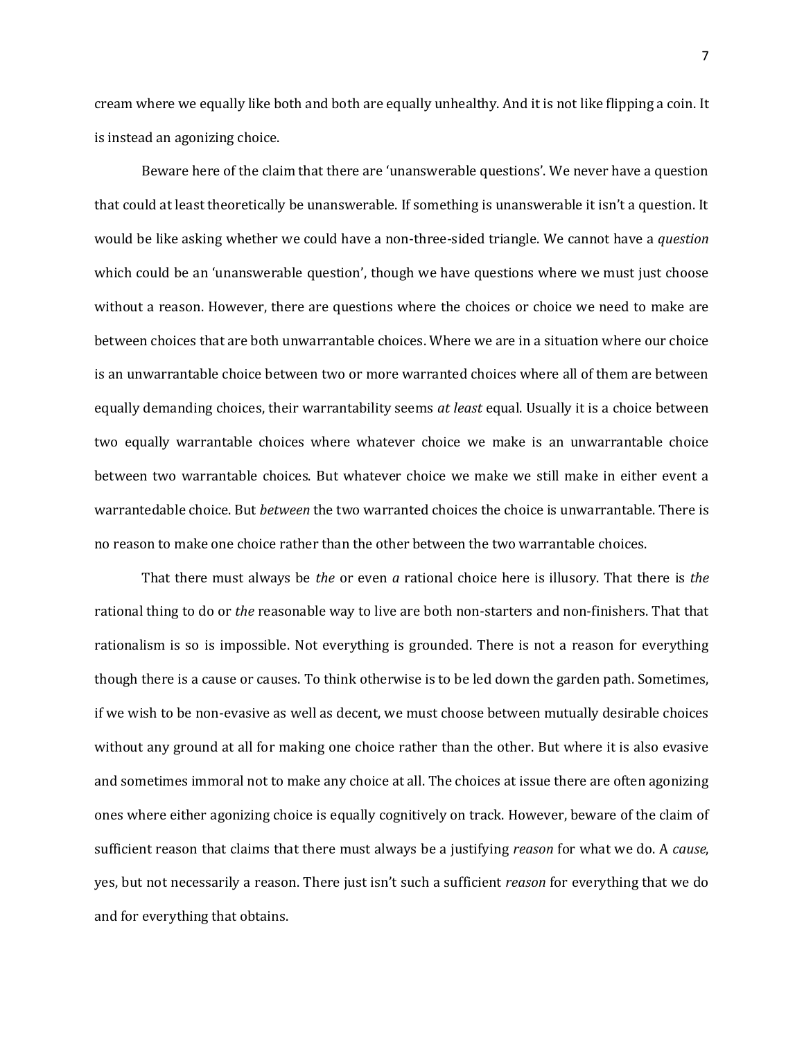cream where we equally like both and both are equally unhealthy. And it is not like flipping a coin. It is instead an agonizing choice.

Beware here of the claim that there are 'unanswerable questions'. We never have a question that could at least theoretically be unanswerable. If something is unanswerable it isn't a question. It would be like asking whether we could have a non-three-sided triangle. We cannot have a *question* which could be an 'unanswerable question', though we have questions where we must just choose without a reason. However, there are questions where the choices or choice we need to make are between choices that are both unwarrantable choices. Where we are in a situation where our choice is an unwarrantable choice between two or more warranted choices where all of them are between equally demanding choices, their warrantability seems *at least* equal. Usually it is a choice between two equally warrantable choices where whatever choice we make is an unwarrantable choice between two warrantable choices. But whatever choice we make we still make in either event a warrantedable choice. But *between* the two warranted choices the choice is unwarrantable. There is no reason to make one choice rather than the other between the two warrantable choices.

That there must always be *the* or even *a* rational choice here is illusory. That there is *the* rational thing to do or *the* reasonable way to live are both non-starters and non-finishers. That that rationalism is so is impossible. Not everything is grounded. There is not a reason for everything though there is a cause or causes. To think otherwise is to be led down the garden path. Sometimes, if we wish to be non-evasive as well as decent, we must choose between mutually desirable choices without any ground at all for making one choice rather than the other. But where it is also evasive and sometimes immoral not to make any choice at all. The choices at issue there are often agonizing ones where either agonizing choice is equally cognitively on track. However, beware of the claim of sufficient reason that claims that there must always be a justifying *reason* for what we do. A *cause*, yes, but not necessarily a reason. There just isn't such a sufficient *reason* for everything that we do and for everything that obtains.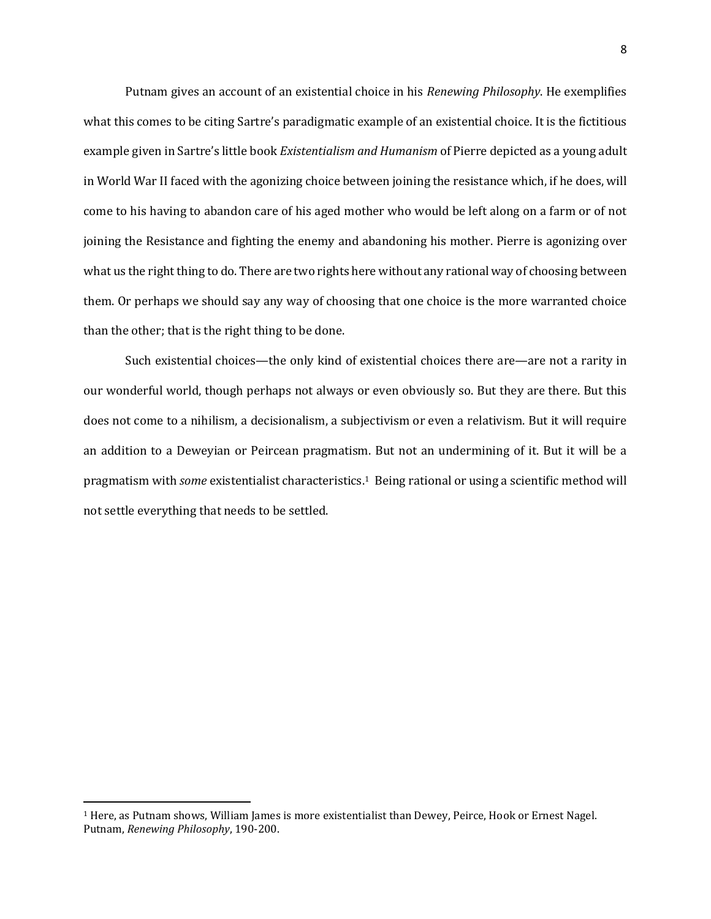Putnam gives an account of an existential choice in his *Renewing Philosophy*. He exemplifies what this comes to be citing Sartre's paradigmatic example of an existential choice. It is the fictitious example given in Sartre's little book *Existentialism and Humanism* of Pierre depicted as a young adult in World War II faced with the agonizing choice between joining the resistance which, if he does, will come to his having to abandon care of his aged mother who would be left along on a farm or of not joining the Resistance and fighting the enemy and abandoning his mother. Pierre is agonizing over what us the right thing to do. There are two rights here without any rational way of choosing between them. Or perhaps we should say any way of choosing that one choice is the more warranted choice than the other; that is the right thing to be done.

Such existential choices—the only kind of existential choices there are—are not a rarity in our wonderful world, though perhaps not always or even obviously so. But they are there. But this does not come to a nihilism, a decisionalism, a subjectivism or even a relativism. But it will require an addition to a Deweyian or Peircean pragmatism. But not an undermining of it. But it will be a pragmatism with *some* existentialist characteristics.[1] Being rational or using a scientific method will not settle everything that needs to be settled.

---

[1] Here, as Putnam shows, William James is more existentialist than Dewey, Peirce, Hook or Ernest Nagel. Putnam, *Renewing Philosophy*, 190-200.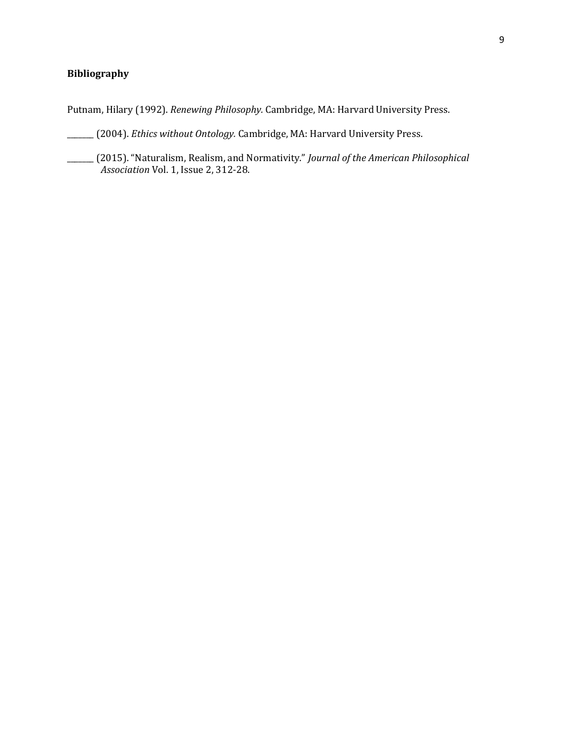**Bibliography**

Putnam, Hilary (1992). *Renewing Philosophy*. Cambridge, MA: Harvard University Press.

_______ (2004). *Ethics without Ontology.* Cambridge, MA: Harvard University Press.

_______ (2015). "Naturalism, Realism, and Normativity." *Journal of the American Philosophical Association* Vol. 1, Issue 2, 312-28.